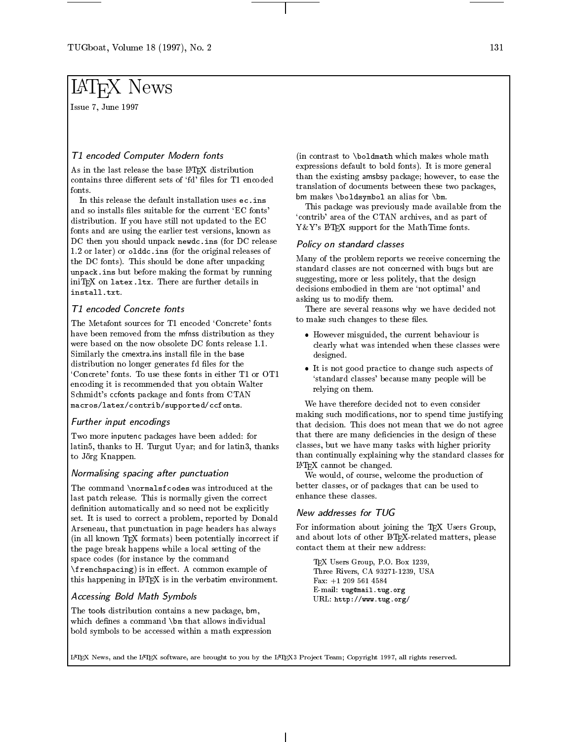# LaTeX News

Issue 7, June 1997

### T1 encoded Computer Modern fonts

As in the last release the base LaTeX distribution contains three different sets of 'fd' files for T1 encoded fonts.

In this release the default installation uses `ec.ins` and so installs files suitable for the current 'EC fonts' distribution. If you have still not updated to the EC fonts and are using the earlier test versions, known as DC then you should unpack `newdc.ins` (for DC release 1.2 or later) or `olddc.ins` (for the original releases of the DC fonts). This should be done after unpacking `unpack.ins` but before making the format by running iniTeX on `latex.ltx`. There are further details in `install.txt`.

### T1 encoded Concrete fonts

The Metafont sources for T1 encoded 'Concrete' fonts have been removed from the mfnss distribution as they were based on the now obsolete DC fonts release 1.1. Similarly the cmextra.ins install file in the base distribution no longer generates fd files for the 'Concrete' fonts. To use these fonts in either T1 or OT1 encoding it is recommended that you obtain Walter Schmidt's ccfonts package and fonts from CTAN `macros/latex/contrib/supported/ccfonts`.

### Further input encodings

Two more inputenc packages have been added: for latin5, thanks to H. Turgut Uyar; and for latin3, thanks to Jörg Knappen.

### Normalising spacing after punctuation

The command `\normalsfcodes` was introduced at the last patch release. This is normally given the correct definition automatically and so need not be explicitly set. It is used to correct a problem, reported by Donald Arseneau, that punctuation in page headers has always (in all known TeX formats) been potentially incorrect if the page break happens while a local setting of the space codes (for instance by the command `\frenchspacing`) is in effect. A common example of this happening in LaTeX is in the verbatim environment.

### Accessing Bold Math Symbols

The tools distribution contains a new package, bm, which defines a command `\bm` that allows individual bold symbols to be accessed within a math expression (in contrast to `\boldmath` which makes whole math expressions default to bold fonts). It is more general than the existing amsbsy package; however, to ease the translation of documents between these two packages, bm makes `\boldsymbol` an alias for `\bm`.

This package was previously made available from the 'contrib' area of the CTAN archives, and as part of Y&Y's LaTeX support for the MathTime fonts.

### Policy on standard classes

Many of the problem reports we receive concerning the standard classes are not concerned with bugs but are suggesting, more or less politely, that the design decisions embodied in them are 'not optimal' and asking us to modify them.

There are several reasons why we have decided not to make such changes to these files.

- However misguided, the current behaviour is clearly what was intended when these classes were designed.
- It is not good practice to change such aspects of 'standard classes' because many people will be relying on them.

We have therefore decided not to even consider making such modifications, nor to spend time justifying that decision. This does not mean that we do not agree that there are many deficiencies in the design of these classes, but we have many tasks with higher priority than continually explaining why the standard classes for LaTeX cannot be changed.

We would, of course, welcome the production of better classes, or of packages that can be used to enhance these classes.

### New addresses for TUG

For information about joining the TeX Users Group, and about lots of other LaTeX-related matters, please contact them at their new address:

> TeX Users Group, P.O. Box 1239,
> Three Rivers, CA 93271-1239, USA
> Fax: +1 209 561 4584
> E-mail: `tug@mail.tug.org`
> URL: `http://www.tug.org/`

LaTeX News, and the LaTeX software, are brought to you by the LaTeX3 Project Team; Copyright 1997, all rights reserved.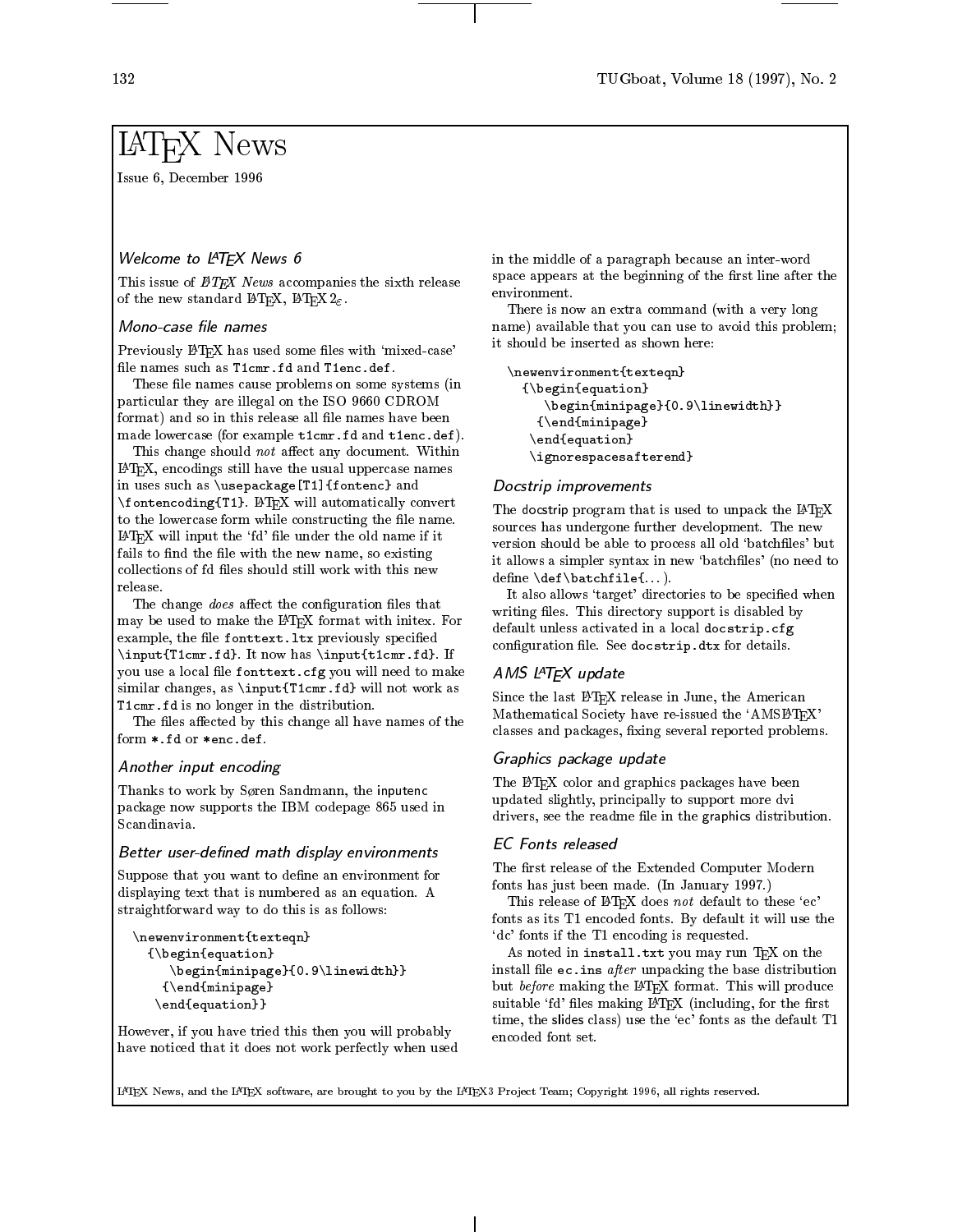# LaTeX News

Issue 6, December 1996

## Welcome to LaTeX News 6

This issue of *LaTeX News* accompanies the sixth release of the new standard LaTeX, LaTeX $2_\varepsilon$.

## Mono-case file names

Previously LaTeX has used some files with 'mixed-case' file names such as `T1cmr.fd` and `T1enc.def`.

These file names cause problems on some systems (in particular they are illegal on the ISO 9660 CDROM format) and so in this release all file names have been made lowercase (for example `t1cmr.fd` and `t1enc.def`).

This change should *not* affect any document. Within LaTeX, encodings still have the usual uppercase names in uses such as `\usepackage[T1]{fontenc}` and `\fontencoding{T1}`. LaTeX will automatically convert to the lowercase form while constructing the file name. LaTeX will input the 'fd' file under the old name if it fails to find the file with the new name, so existing collections of fd files should still work with this new release.

The change *does* affect the configuration files that may be used to make the LaTeX format with initex. For example, the file `fonttext.ltx` previously specified `\input{T1cmr.fd}`. It now has `\input{t1cmr.fd}`. If you use a local file `fonttext.cfg` you will need to make similar changes, as `\input{T1cmr.fd}` will not work as `T1cmr.fd` is no longer in the distribution.

The files affected by this change all have names of the form `*.fd` or `*enc.def`.

## Another input encoding

Thanks to work by Søren Sandmann, the inputenc package now supports the IBM codepage 865 used in Scandinavia.

## Better user-defined math display environments

Suppose that you want to define an environment for displaying text that is numbered as an equation. A straightforward way to do this is as follows:

```
\newenvironment{texteqn}
  {\begin{equation}
     \begin{minipage}{0.9\linewidth}}
    {\end{minipage}
   \end{equation}}
```

However, if you have tried this then you will probably have noticed that it does not work perfectly when used in the middle of a paragraph because an inter-word space appears at the beginning of the first line after the environment.

There is now an extra command (with a very long name) available that you can use to avoid this problem; it should be inserted as shown here:

```
\newenvironment{texteqn}
  {\begin{equation}
     \begin{minipage}{0.9\linewidth}}
    {\end{minipage}
   \end{equation}
   \ignorespacesafterend}
```

## Docstrip improvements

The docstrip program that is used to unpack the LaTeX sources has undergone further development. The new version should be able to process all old 'batchfiles' but it allows a simpler syntax in new 'batchfiles' (no need to define `\def\batchfile{`...).

It also allows 'target' directories to be specified when writing files. This directory support is disabled by default unless activated in a local `docstrip.cfg` configuration file. See `docstrip.dtx` for details.

## AMS LaTeX update

Since the last LaTeX release in June, the American Mathematical Society have re-issued the 'AMSLaTeX' classes and packages, fixing several reported problems.

## Graphics package update

The LaTeX color and graphics packages have been updated slightly, principally to support more dvi drivers, see the readme file in the graphics distribution.

## EC Fonts released

The first release of the Extended Computer Modern fonts has just been made. (In January 1997.)

This release of LaTeX does *not* default to these 'ec' fonts as its T1 encoded fonts. By default it will use the 'dc' fonts if the T1 encoding is requested.

As noted in `install.txt` you may run TeX on the install file `ec.ins` *after* unpacking the base distribution but *before* making the LaTeX format. This will produce suitable 'fd' files making LaTeX (including, for the first time, the slides class) use the 'ec' fonts as the default T1 encoded font set.

LaTeX News, and the LaTeX software, are brought to you by the LaTeX3 Project Team; Copyright 1996, all rights reserved.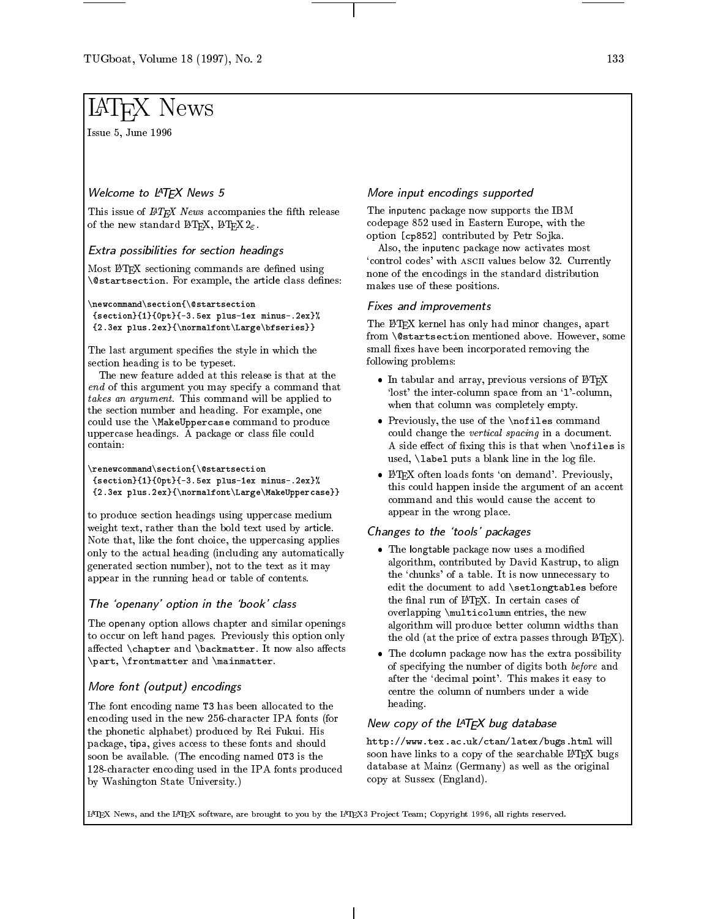# LaTeX News

Issue 5, June 1996

### Welcome to LaTeX News 5

This issue of *LaTeX News* accompanies the fifth release of the new standard LaTeX, LaTeX $2_\varepsilon$.

### Extra possibilities for section headings

Most LaTeX sectioning commands are defined using `\@startsection`. For example, the article class defines:

```
\newcommand\section{\@startsection
 {section}{1}{0pt}{-3.5ex plus-1ex minus-.2ex}%
 {2.3ex plus.2ex}{\normalfont\Large\bfseries}}
```

The last argument specifies the style in which the section heading is to be typeset.

The new feature added at this release is that at the *end* of this argument you may specify a command that *takes an argument*. This command will be applied to the section number and heading. For example, one could use the `\MakeUppercase` command to produce uppercase headings. A package or class file could contain:

```
\renewcommand\section{\@startsection
 {section}{1}{0pt}{-3.5ex plus-1ex minus-.2ex}%
 {2.3ex plus.2ex}{\normalfont\Large\MakeUppercase}}
```

to produce section headings using uppercase medium weight text, rather than the bold text used by article. Note that, like the font choice, the uppercasing applies only to the actual heading (including any automatically generated section number), not to the text as it may appear in the running head or table of contents.

### The 'openany' option in the 'book' class

The openany option allows chapter and similar openings to occur on left hand pages. Previously this option only affected `\chapter` and `\backmatter`. It now also affects `\part`, `\frontmatter` and `\mainmatter`.

### More font (output) encodings

The font encoding name `T3` has been allocated to the encoding used in the new 256-character IPA fonts (for the phonetic alphabet) produced by Rei Fukui. His package, tipa, gives access to these fonts and should soon be available. (The encoding named `OT3` is the 128-character encoding used in the IPA fonts produced by Washington State University.)

### More input encodings supported

The inputenc package now supports the IBM codepage 852 used in Eastern Europe, with the option `[cp852]` contributed by Petr Sojka.

Also, the inputenc package now activates most 'control codes' with ASCII values below 32. Currently none of the encodings in the standard distribution makes use of these positions.

### Fixes and improvements

The LaTeX kernel has only had minor changes, apart from `\@startsection` mentioned above. However, some small fixes have been incorporated removing the following problems:

- In tabular and array, previous versions of LaTeX 'lost' the inter-column space from an '`l`'-column, when that column was completely empty.
- Previously, the use of the `\nofiles` command could change the *vertical spacing* in a document. A side effect of fixing this is that when `\nofiles` is used, `\label` puts a blank line in the log file.
- LaTeX often loads fonts 'on demand'. Previously, this could happen inside the argument of an accent command and this would cause the accent to appear in the wrong place.

### Changes to the 'tools' packages

- The longtable package now uses a modified algorithm, contributed by David Kastrup, to align the 'chunks' of a table. It is now unnecessary to edit the document to add `\setlongtables` before the final run of LaTeX. In certain cases of overlapping `\multicolumn` entries, the new algorithm will produce better column widths than the old (at the price of extra passes through LaTeX).
- The dcolumn package now has the extra possibility of specifying the number of digits both *before* and after the 'decimal point'. This makes it easy to centre the column of numbers under a wide heading.

### New copy of the LaTeX bug database

`http://www.tex.ac.uk/ctan/latex/bugs.html` will soon have links to a copy of the searchable LaTeX bugs database at Mainz (Germany) as well as the original copy at Sussex (England).

LaTeX News, and the LaTeX software, are brought to you by the LaTeX3 Project Team; Copyright 1996, all rights reserved.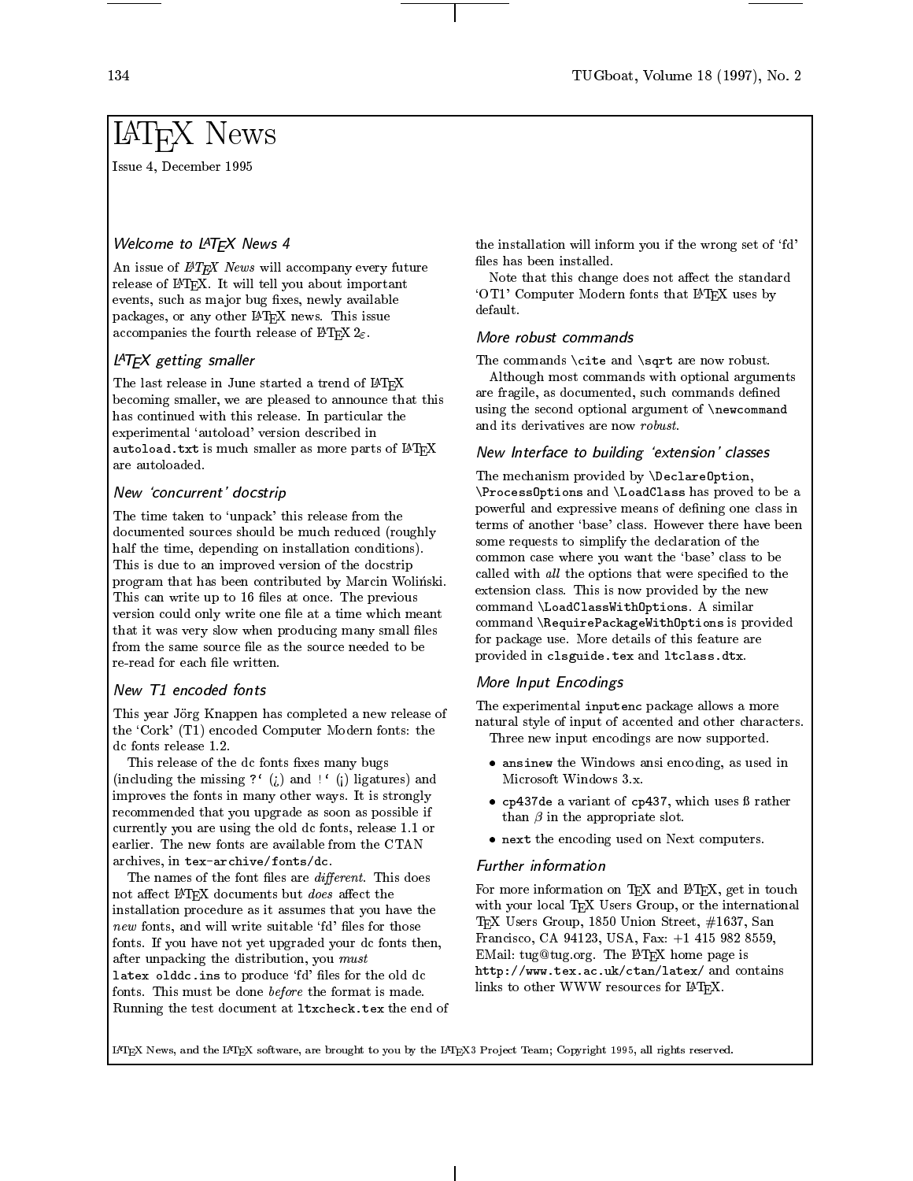# LaTeX News

Issue 4, December 1995

## *Welcome to LaTeX News 4*

An issue of *LaTeX News* will accompany every future release of LaTeX. It will tell you about important events, such as major bug fixes, newly available packages, or any other LaTeX news. This issue accompanies the fourth release of LaTeX 2ε.

## *LaTeX getting smaller*

The last release in June started a trend of LaTeX becoming smaller, we are pleased to announce that this has continued with this release. In particular the experimental 'autoload' version described in `autoload.txt` is much smaller as more parts of LaTeX are autoloaded.

## *New 'concurrent' docstrip*

The time taken to 'unpack' this release from the documented sources should be much reduced (roughly half the time, depending on installation conditions). This is due to an improved version of the docstrip program that has been contributed by Marcin Woliński. This can write up to 16 files at once. The previous version could only write one file at a time which meant that it was very slow when producing many small files from the same source file as the source needed to be re-read for each file written.

## *New T1 encoded fonts*

This year Jörg Knappen has completed a new release of the 'Cork' (T1) encoded Computer Modern fonts: the dc fonts release 1.2.

This release of the dc fonts fixes many bugs (including the missing `?‘` (¿) and `!‘` (¡) ligatures) and improves the fonts in many other ways. It is strongly recommended that you upgrade as soon as possible if currently you are using the old dc fonts, release 1.1 or earlier. The new fonts are available from the CTAN archives, in `tex-archive/fonts/dc`.

The names of the font files are *different*. This does not affect LaTeX documents but *does* affect the installation procedure as it assumes that you have the *new* fonts, and will write suitable 'fd' files for those fonts. If you have not yet upgraded your dc fonts then, after unpacking the distribution, you *must* `latex olddc.ins` to produce 'fd' files for the old dc fonts. This must be done *before* the format is made. Running the test document at `ltxcheck.tex` the end of the installation will inform you if the wrong set of 'fd' files has been installed.

Note that this change does not affect the standard 'OT1' Computer Modern fonts that LaTeX uses by default.

## *More robust commands*

The commands `\cite` and `\sqrt` are now robust.

Although most commands with optional arguments are fragile, as documented, such commands defined using the second optional argument of `\newcommand` and its derivatives are now *robust*.

## *New Interface to building 'extension' classes*

The mechanism provided by `\DeclareOption`, `\ProcessOptions` and `\LoadClass` has proved to be a powerful and expressive means of defining one class in terms of another 'base' class. However there have been some requests to simplify the declaration of the common case where you want the 'base' class to be called with *all* the options that were specified to the extension class. This is now provided by the new command `\LoadClassWithOptions`. A similar command `\RequirePackageWithOptions` is provided for package use. More details of this feature are provided in `clsguide.tex` and `ltclass.dtx`.

## *More Input Encodings*

The experimental `inputenc` package allows a more natural style of input of accented and other characters.

Three new input encodings are now supported.

- `ansinew` the Windows ansi encoding, as used in Microsoft Windows 3.x.
- `cp437de` a variant of `cp437`, which uses ß rather than $\beta$ in the appropriate slot.
- `next` the encoding used on Next computers.

## *Further information*

For more information on TeX and LaTeX, get in touch with your local TeX Users Group, or the international TeX Users Group, 1850 Union Street, #1637, San Francisco, CA 94123, USA, Fax: +1 415 982 8559, EMail: tug@tug.org. The LaTeX home page is `http://www.tex.ac.uk/ctan/latex/` and contains links to other WWW resources for LaTeX.

LaTeX News, and the LaTeX software, are brought to you by the LaTeX3 Project Team; Copyright 1995, all rights reserved.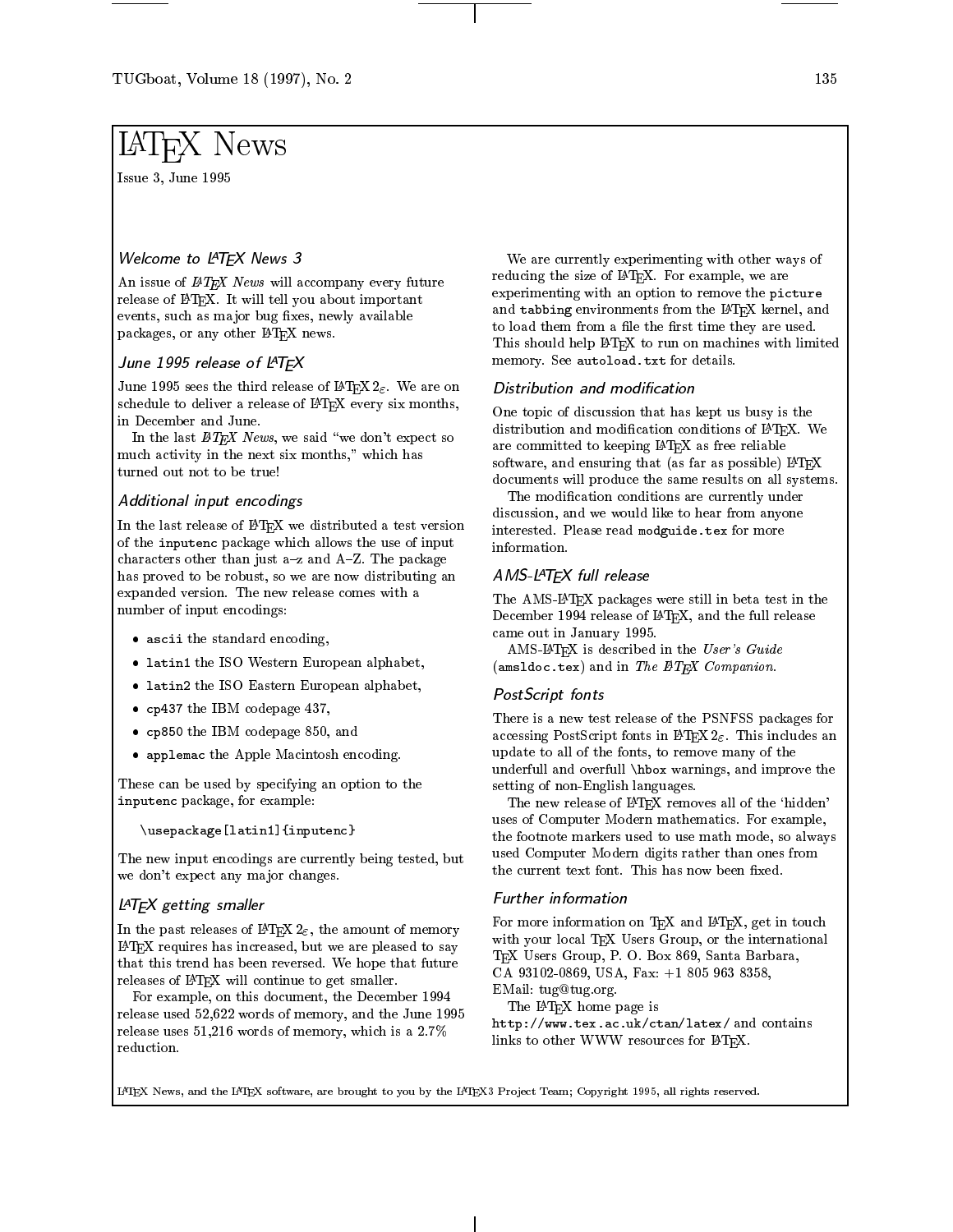# LaTeX News

Issue 3, June 1995

## Welcome to LaTeX News 3

An issue of *LaTeX News* will accompany every future release of LaTeX. It will tell you about important events, such as major bug fixes, newly available packages, or any other LaTeX news.

## June 1995 release of LaTeX

June 1995 sees the third release of LaTeX $2_\varepsilon$. We are on schedule to deliver a release of LaTeX every six months, in December and June.

In the last *LaTeX News*, we said "we don't expect so much activity in the next six months," which has turned out not to be true!

## Additional input encodings

In the last release of LaTeX we distributed a test version of the `inputenc` package which allows the use of input characters other than just a–z and A–Z. The package has proved to be robust, so we are now distributing an expanded version. The new release comes with a number of input encodings:

- `ascii` the standard encoding,
- `latin1` the ISO Western European alphabet,
- `latin2` the ISO Eastern European alphabet,
- `cp437` the IBM codepage 437,
- `cp850` the IBM codepage 850, and
- `applemac` the Apple Macintosh encoding.

These can be used by specifying an option to the `inputenc` package, for example:

```
\usepackage[latin1]{inputenc}
```

The new input encodings are currently being tested, but we don't expect any major changes.

## LaTeX getting smaller

In the past releases of LaTeX $2_\varepsilon$, the amount of memory LaTeX requires has increased, but we are pleased to say that this trend has been reversed. We hope that future releases of LaTeX will continue to get smaller.

For example, on this document, the December 1994 release used 52,622 words of memory, and the June 1995 release uses 51,216 words of memory, which is a 2.7% reduction.

We are currently experimenting with other ways of reducing the size of LaTeX. For example, we are experimenting with an option to remove the `picture` and `tabbing` environments from the LaTeX kernel, and to load them from a file the first time they are used. This should help LaTeX to run on machines with limited memory. See `autoload.txt` for details.

## Distribution and modification

One topic of discussion that has kept us busy is the distribution and modification conditions of LaTeX. We are committed to keeping LaTeX as free reliable software, and ensuring that (as far as possible) LaTeX documents will produce the same results on all systems.

The modification conditions are currently under discussion, and we would like to hear from anyone interested. Please read `modguide.tex` for more information.

## AMS-LaTeX full release

The AMS-LaTeX packages were still in beta test in the December 1994 release of LaTeX, and the full release came out in January 1995.

AMS-LaTeX is described in the *User's Guide* (`amsldoc.tex`) and in *The LaTeX Companion*.

## PostScript fonts

There is a new test release of the PSNFSS packages for accessing PostScript fonts in LaTeX $2_\varepsilon$. This includes an update to all of the fonts, to remove many of the underfull and overfull `\hbox` warnings, and improve the setting of non-English languages.

The new release of LaTeX removes all of the 'hidden' uses of Computer Modern mathematics. For example, the footnote markers used to use math mode, so always used Computer Modern digits rather than ones from the current text font. This has now been fixed.

## Further information

For more information on TeX and LaTeX, get in touch with your local TeX Users Group, or the international TeX Users Group, P. O. Box 869, Santa Barbara, CA 93102-0869, USA, Fax: +1 805 963 8358, EMail: tug@tug.org.

The LaTeX home page is `http://www.tex.ac.uk/ctan/latex/` and contains links to other WWW resources for LaTeX.

LaTeX News, and the LaTeX software, are brought to you by the LaTeX3 Project Team; Copyright 1995, all rights reserved.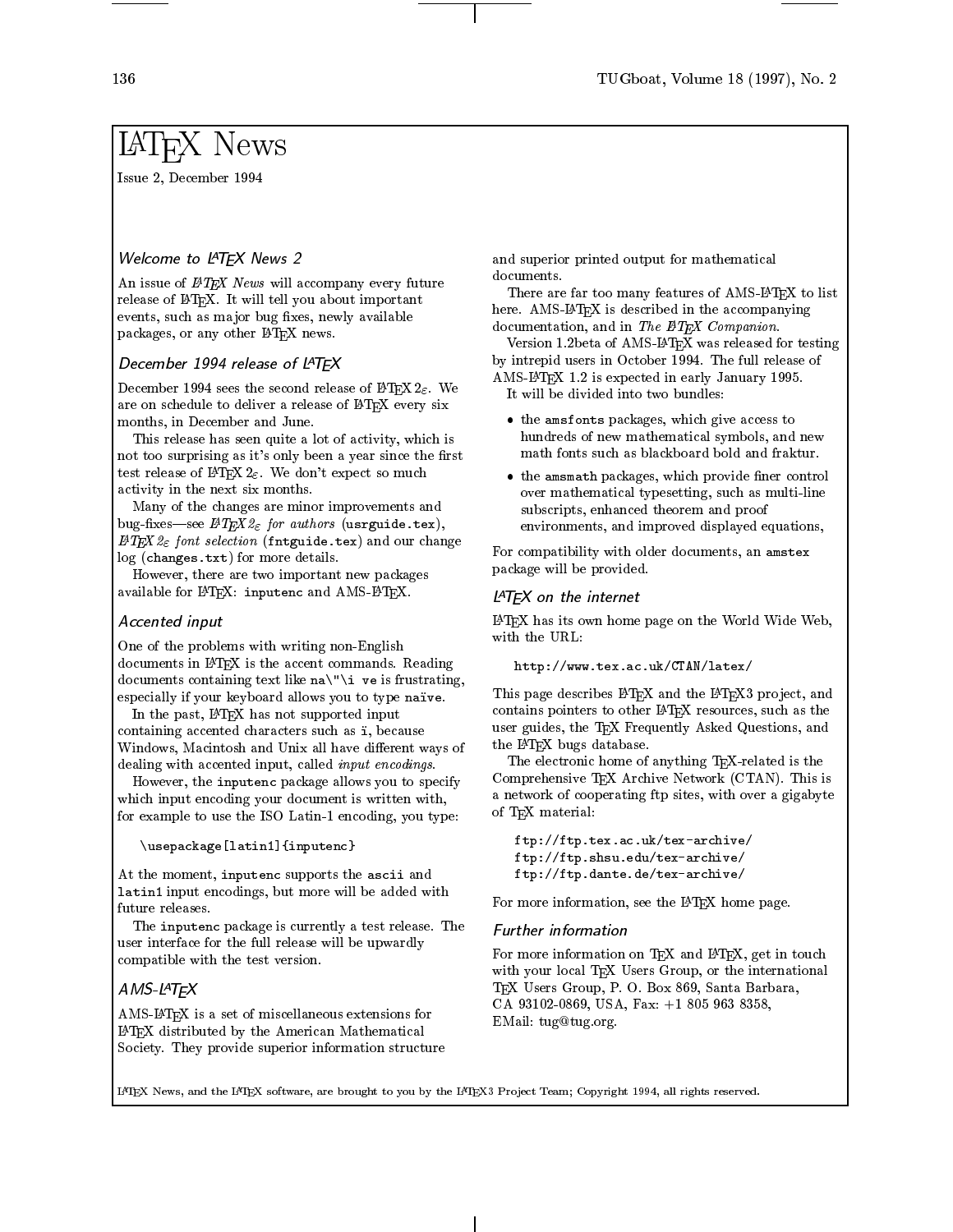# LaTeX News

Issue 2, December 1994

## Welcome to LaTeX News 2

An issue of *LaTeX News* will accompany every future release of LaTeX. It will tell you about important events, such as major bug fixes, newly available packages, or any other LaTeX news.

## December 1994 release of LaTeX

December 1994 sees the second release of LaTeX $2_\varepsilon$. We are on schedule to deliver a release of LaTeX every six months, in December and June.

This release has seen quite a lot of activity, which is not too surprising as it's only been a year since the first test release of LaTeX $2_\varepsilon$. We don't expect so much activity in the next six months.

Many of the changes are minor improvements and bug-fixes—see *LaTeX $2_\varepsilon$ for authors* (`usrguide.tex`), *LaTeX $2_\varepsilon$ font selection* (`fntguide.tex`) and our change log (`changes.txt`) for more details.

However, there are two important new packages available for LaTeX: `inputenc` and AMS-LaTeX.

## Accented input

One of the problems with writing non-English documents in LaTeX is the accent commands. Reading documents containing text like `na\"\i ve` is frustrating, especially if your keyboard allows you to type `naïve`.

In the past, LaTeX has not supported input containing accented characters such as ï, because Windows, Macintosh and Unix all have different ways of dealing with accented input, called *input encodings*.

However, the `inputenc` package allows you to specify which input encoding your document is written with, for example to use the ISO Latin-1 encoding, you type:

```
\usepackage[latin1]{inputenc}
```

At the moment, `inputenc` supports the `ascii` and `latin1` input encodings, but more will be added with future releases.

The `inputenc` package is currently a test release. The user interface for the full release will be upwardly compatible with the test version.

## AMS-LaTeX

AMS-LaTeX is a set of miscellaneous extensions for LaTeX distributed by the American Mathematical Society. They provide superior information structure and superior printed output for mathematical documents.

There are far too many features of AMS-LaTeX to list here. AMS-LaTeX is described in the accompanying documentation, and in *The LaTeX Companion*.

Version 1.2beta of AMS-LaTeX was released for testing by intrepid users in October 1994. The full release of AMS-LaTeX 1.2 is expected in early January 1995.

It will be divided into two bundles:

- the `amsfonts` packages, which give access to hundreds of new mathematical symbols, and new math fonts such as blackboard bold and fraktur.
- the `amsmath` packages, which provide finer control over mathematical typesetting, such as multi-line subscripts, enhanced theorem and proof environments, and improved displayed equations,

For compatibility with older documents, an `amstex` package will be provided.

## LaTeX on the internet

LaTeX has its own home page on the World Wide Web, with the URL:

```
http://www.tex.ac.uk/CTAN/latex/
```

This page describes LaTeX and the LaTeX3 project, and contains pointers to other LaTeX resources, such as the user guides, the TeX Frequently Asked Questions, and the LaTeX bugs database.

The electronic home of anything TeX-related is the Comprehensive TeX Archive Network (CTAN). This is a network of cooperating ftp sites, with over a gigabyte of TeX material:

```
ftp://ftp.tex.ac.uk/tex-archive/
ftp://ftp.shsu.edu/tex-archive/
ftp://ftp.dante.de/tex-archive/
```

For more information, see the LaTeX home page.

## Further information

For more information on TeX and LaTeX, get in touch with your local TeX Users Group, or the international TeX Users Group, P. O. Box 869, Santa Barbara, CA 93102-0869, USA, Fax: +1 805 963 8358, EMail: tug@tug.org.

LaTeX News, and the LaTeX software, are brought to you by the LaTeX3 Project Team; Copyright 1994, all rights reserved.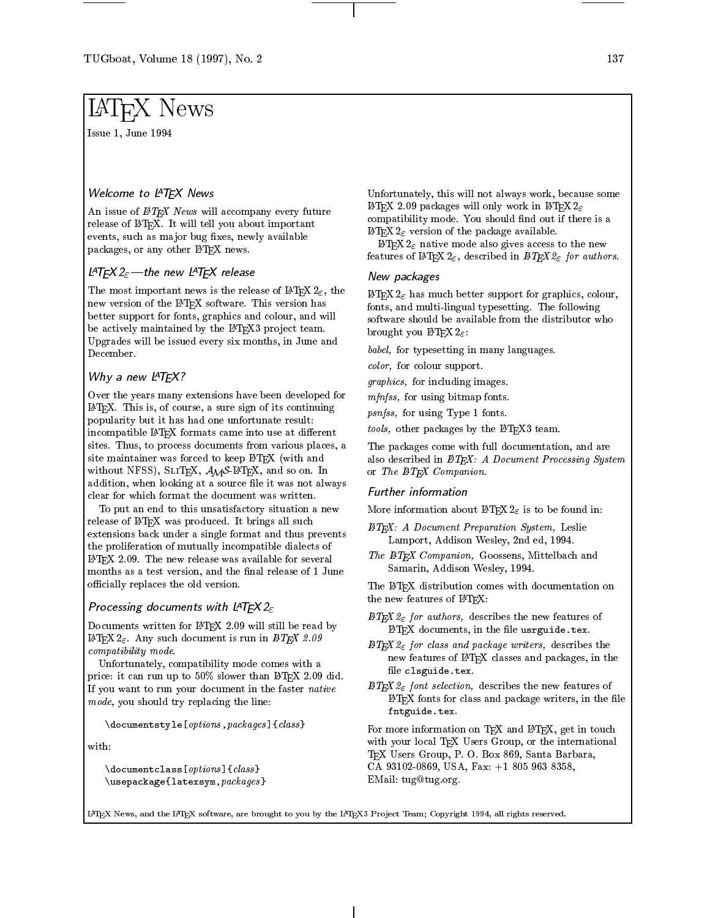# LaTeX News

Issue 1, June 1994

## *Welcome to LaTeX News*

An issue of *LaTeX News* will accompany every future release of LaTeX. It will tell you about important events, such as major bug fixes, newly available packages, or any other LaTeX news.

## *LaTeX 2ε—the new LaTeX release*

The most important news is the release of LaTeX 2ε, the new version of the LaTeX software. This version has better support for fonts, graphics and colour, and will be actively maintained by the LaTeX3 project team. Upgrades will be issued every six months, in June and December.

## *Why a new LaTeX?*

Over the years many extensions have been developed for LaTeX. This is, of course, a sure sign of its continuing popularity but it has had one unfortunate result: incompatible LaTeX formats came into use at different sites. Thus, to process documents from various places, a site maintainer was forced to keep LaTeX (with and without NFSS), SliTeX, AMS-LaTeX, and so on. In addition, when looking at a source file it was not always clear for which format the document was written.

To put an end to this unsatisfactory situation a new release of LaTeX was produced. It brings all such extensions back under a single format and thus prevents the proliferation of mutually incompatible dialects of LaTeX 2.09. The new release was available for several months as a test version, and the final release of 1 June officially replaces the old version.

## *Processing documents with LaTeX 2ε*

Documents written for LaTeX 2.09 will still be read by LaTeX 2ε. Any such document is run in *LaTeX 2.09 compatibility mode*.

Unfortunately, compatibility mode comes with a price: it can run up to 50% slower than LaTeX 2.09 did. If you want to run your document in the faster *native mode*, you should try replacing the line:

```
\documentstyle[options,packages]{class}
```

with:

```
\documentclass[options]{class}
\usepackage{latexsym,packages}
```

Unfortunately, this will not always work, because some LaTeX 2.09 packages will only work in LaTeX 2ε compatibility mode. You should find out if there is a LaTeX 2ε version of the package available.

LaTeX 2ε native mode also gives access to the new features of LaTeX 2ε, described in *LaTeX 2ε for authors*.

## *New packages*

LaTeX 2ε has much better support for graphics, colour, fonts, and multi-lingual typesetting. The following software should be available from the distributor who brought you LaTeX 2ε:

*babel,* for typesetting in many languages.

*color,* for colour support.

*graphics,* for including images.

*mfnfss,* for using bitmap fonts.

*psnfss,* for using Type 1 fonts.

*tools,* other packages by the LaTeX3 team.

The packages come with full documentation, and are also described in *LaTeX: A Document Processing System* or *The LaTeX Companion*.

## *Further information*

More information about LaTeX 2ε is to be found in:

*LaTeX: A Document Preparation System,* Leslie Lamport, Addison Wesley, 2nd ed, 1994.

*The LaTeX Companion,* Goossens, Mittelbach and Samarin, Addison Wesley, 1994.

The LaTeX distribution comes with documentation on the new features of LaTeX:

*LaTeX 2ε for authors,* describes the new features of LaTeX documents, in the file `usrguide.tex`.

*LaTeX 2ε for class and package writers,* describes the new features of LaTeX classes and packages, in the file `clsguide.tex`.

*LaTeX 2ε font selection,* describes the new features of LaTeX fonts for class and package writers, in the file `fntguide.tex`.

For more information on TeX and LaTeX, get in touch with your local TeX Users Group, or the international TeX Users Group, P. O. Box 869, Santa Barbara, CA 93102-0869, USA, Fax: +1 805 963 8358, EMail: tug@tug.org.

LaTeX News, and the LaTeX software, are brought to you by the LaTeX3 Project Team; Copyright 1994, all rights reserved.